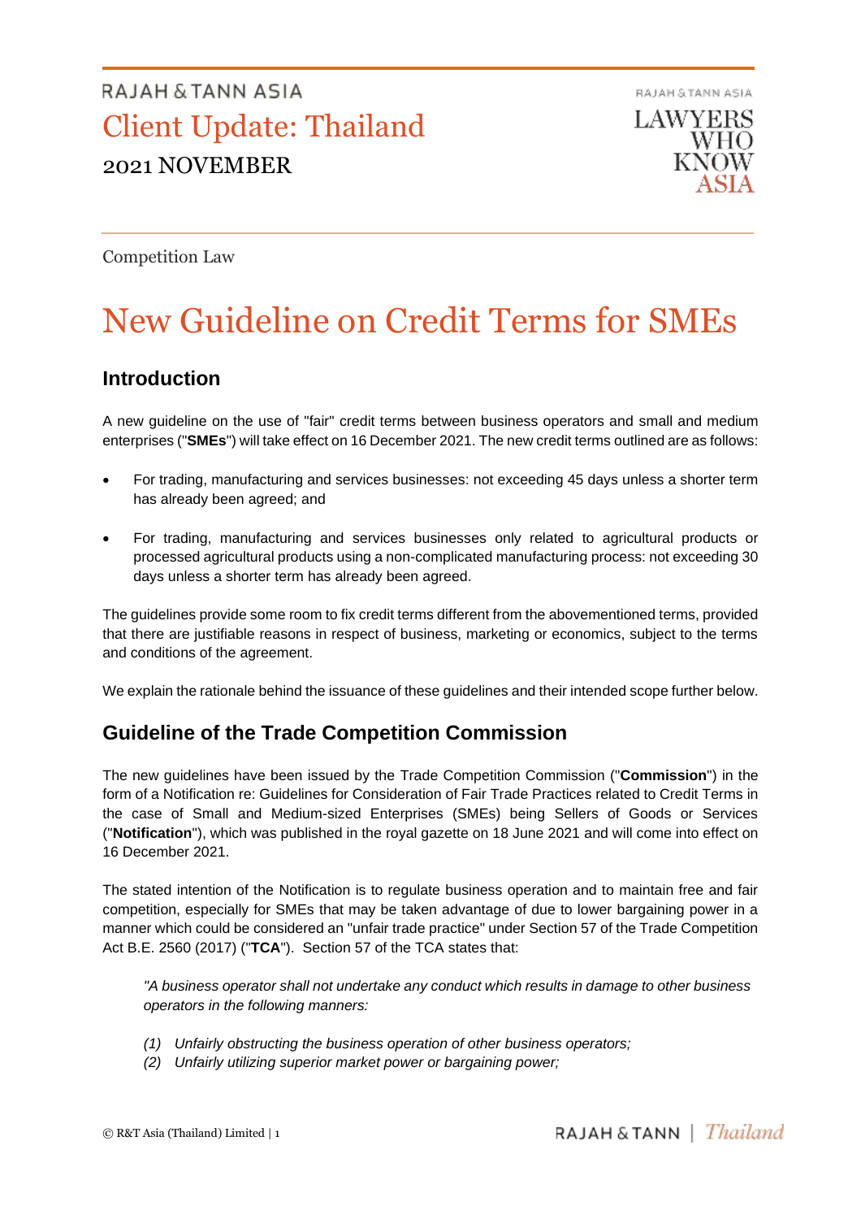RAJAH & TANN ASIA

# Client Update: Thailand

2021 NOVEMBER

Competition Law

# New Guideline on Credit Terms for SMEs

## Introduction

A new guideline on the use of "fair" credit terms between business operators and small and medium enterprises ("**SMEs**") will take effect on 16 December 2021. The new credit terms outlined are as follows:

- For trading, manufacturing and services businesses: not exceeding 45 days unless a shorter term has already been agreed; and
- For trading, manufacturing and services businesses only related to agricultural products or processed agricultural products using a non-complicated manufacturing process: not exceeding 30 days unless a shorter term has already been agreed.

The guidelines provide some room to fix credit terms different from the abovementioned terms, provided that there are justifiable reasons in respect of business, marketing or economics, subject to the terms and conditions of the agreement.

We explain the rationale behind the issuance of these guidelines and their intended scope further below.

## Guideline of the Trade Competition Commission

The new guidelines have been issued by the Trade Competition Commission ("**Commission**") in the form of a Notification re: Guidelines for Consideration of Fair Trade Practices related to Credit Terms in the case of Small and Medium-sized Enterprises (SMEs) being Sellers of Goods or Services ("**Notification**"), which was published in the royal gazette on 18 June 2021 and will come into effect on 16 December 2021.

The stated intention of the Notification is to regulate business operation and to maintain free and fair competition, especially for SMEs that may be taken advantage of due to lower bargaining power in a manner which could be considered an "unfair trade practice" under Section 57 of the Trade Competition Act B.E. 2560 (2017) ("**TCA**"). Section 57 of the TCA states that:

> *"A business operator shall not undertake any conduct which results in damage to other business operators in the following manners:*
>
> *(1) Unfairly obstructing the business operation of other business operators;*
> *(2) Unfairly utilizing superior market power or bargaining power;*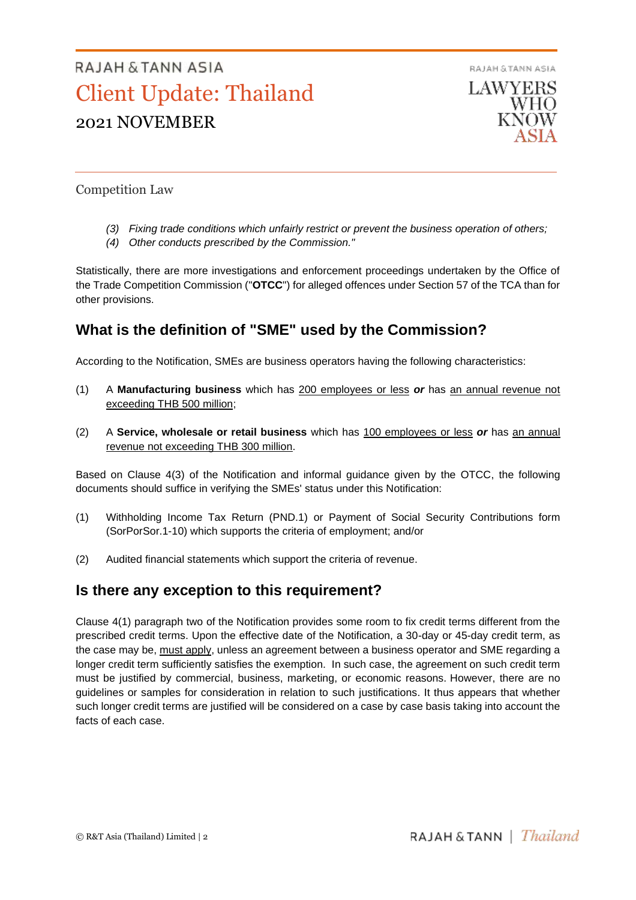> (3) *Fixing trade conditions which unfairly restrict or prevent the business operation of others;*
> (4) *Other conducts prescribed by the Commission."*

Statistically, there are more investigations and enforcement proceedings undertaken by the Office of the Trade Competition Commission ("**OTCC**") for alleged offences under Section 57 of the TCA than for other provisions.

## What is the definition of "SME" used by the Commission?

According to the Notification, SMEs are business operators having the following characteristics:

(1) A **Manufacturing business** which has 200 employees or less ***or*** has an annual revenue not exceeding THB 500 million;

(2) A **Service, wholesale or retail business** which has 100 employees or less ***or*** has an annual revenue not exceeding THB 300 million.

Based on Clause 4(3) of the Notification and informal guidance given by the OTCC, the following documents should suffice in verifying the SMEs' status under this Notification:

(1) Withholding Income Tax Return (PND.1) or Payment of Social Security Contributions form (SorPorSor.1-10) which supports the criteria of employment; and/or

(2) Audited financial statements which support the criteria of revenue.

## Is there any exception to this requirement?

Clause 4(1) paragraph two of the Notification provides some room to fix credit terms different from the prescribed credit terms. Upon the effective date of the Notification, a 30-day or 45-day credit term, as the case may be, must apply, unless an agreement between a business operator and SME regarding a longer credit term sufficiently satisfies the exemption. In such case, the agreement on such credit term must be justified by commercial, business, marketing, or economic reasons. However, there are no guidelines or samples for consideration in relation to such justifications. It thus appears that whether such longer credit terms are justified will be considered on a case by case basis taking into account the facts of each case.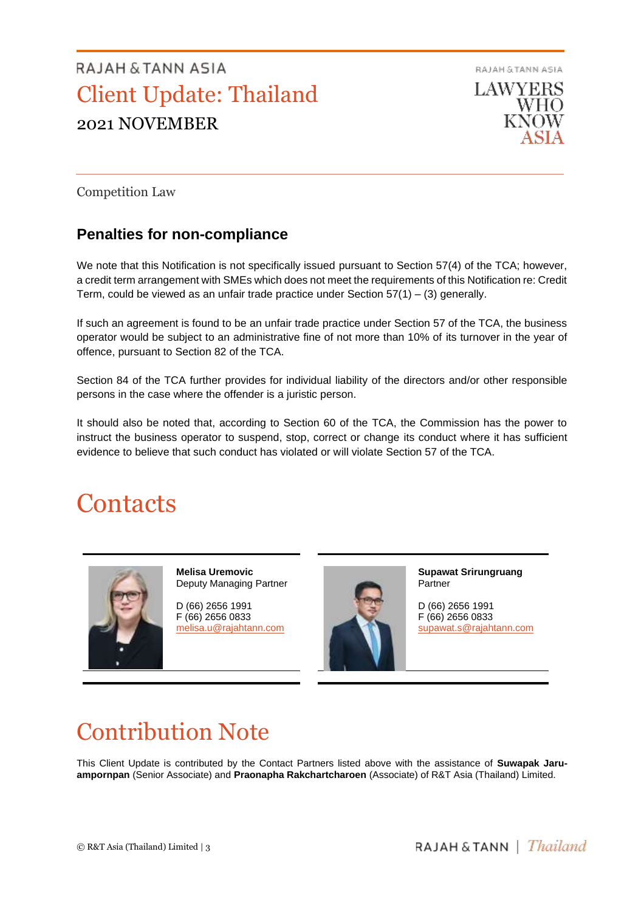Competition Law

## Penalties for non-compliance

We note that this Notification is not specifically issued pursuant to Section 57(4) of the TCA; however, a credit term arrangement with SMEs which does not meet the requirements of this Notification re: Credit Term, could be viewed as an unfair trade practice under Section 57(1) – (3) generally.

If such an agreement is found to be an unfair trade practice under Section 57 of the TCA, the business operator would be subject to an administrative fine of not more than 10% of its turnover in the year of offence, pursuant to Section 82 of the TCA.

Section 84 of the TCA further provides for individual liability of the directors and/or other responsible persons in the case where the offender is a juristic person.

It should also be noted that, according to Section 60 of the TCA, the Commission has the power to instruct the business operator to suspend, stop, correct or change its conduct where it has sufficient evidence to believe that such conduct has violated or will violate Section 57 of the TCA.

# Contacts

**Melisa Uremovic**
Deputy Managing Partner

D (66) 2656 1991
F (66) 2656 0833
melisa.u@rajahtann.com

**Supawat Srirungruang**
Partner

D (66) 2656 1991
F (66) 2656 0833
supawat.s@rajahtann.com

# Contribution Note

This Client Update is contributed by the Contact Partners listed above with the assistance of **Suwapak Jaru-ampornpan** (Senior Associate) and **Praonapha Rakchartcharoen** (Associate) of R&T Asia (Thailand) Limited.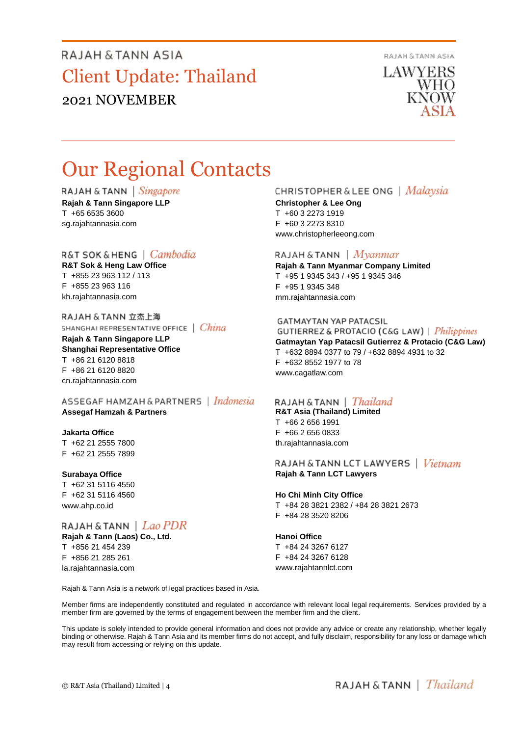# Our Regional Contacts

**RAJAH & TANN | *Singapore***

**Rajah & Tann Singapore LLP**
T +65 6535 3600
sg.rajahtannasia.com

**R&T SOK & HENG | *Cambodia***

**R&T Sok & Heng Law Office**
T +855 23 963 112 / 113
F +855 23 963 116
kh.rajahtannasia.com

**RAJAH & TANN 立杰上海 SHANGHAI REPRESENTATIVE OFFICE | *China***

**Rajah & Tann Singapore LLP**
**Shanghai Representative Office**
T +86 21 6120 8818
F +86 21 6120 8820
cn.rajahtannasia.com

**ASSEGAF HAMZAH & PARTNERS | *Indonesia***

**Assegaf Hamzah & Partners**

**Jakarta Office**
T +62 21 2555 7800
F +62 21 2555 7899

**Surabaya Office**
T +62 31 5116 4550
F +62 31 5116 4560
www.ahp.co.id

**RAJAH & TANN | *Lao PDR***

**Rajah & Tann (Laos) Co., Ltd.**
T +856 21 454 239
F +856 21 285 261
la.rajahtannasia.com

**CHRISTOPHER & LEE ONG | *Malaysia***

**Christopher & Lee Ong**
T +60 3 2273 1919
F +60 3 2273 8310
www.christopherleeong.com

**RAJAH & TANN | *Myanmar***

**Rajah & Tann Myanmar Company Limited**
T +95 1 9345 343 / +95 1 9345 346
F +95 1 9345 348
mm.rajahtannasia.com

**GATMAYTAN YAP PATACSIL GUTIERREZ & PROTACIO (C&G LAW) | *Philippines***

**Gatmaytan Yap Patacsil Gutierrez & Protacio (C&G Law)**
T +632 8894 0377 to 79 / +632 8894 4931 to 32
F +632 8552 1977 to 78
www.cagatlaw.com

**RAJAH & TANN | *Thailand***

**R&T Asia (Thailand) Limited**
T +66 2 656 1991
F +66 2 656 0833
th.rajahtannasia.com

**RAJAH & TANN LCT LAWYERS | *Vietnam***

**Rajah & Tann LCT Lawyers**

**Ho Chi Minh City Office**
T +84 28 3821 2382 / +84 28 3821 2673
F +84 28 3520 8206

**Hanoi Office**
T +84 24 3267 6127
F +84 24 3267 6128
www.rajahtannlct.com

Rajah & Tann Asia is a network of legal practices based in Asia.

Member firms are independently constituted and regulated in accordance with relevant local legal requirements. Services provided by a member firm are governed by the terms of engagement between the member firm and the client.

This update is solely intended to provide general information and does not provide any advice or create any relationship, whether legally binding or otherwise. Rajah & Tann Asia and its member firms do not accept, and fully disclaim, responsibility for any loss or damage which may result from accessing or relying on this update.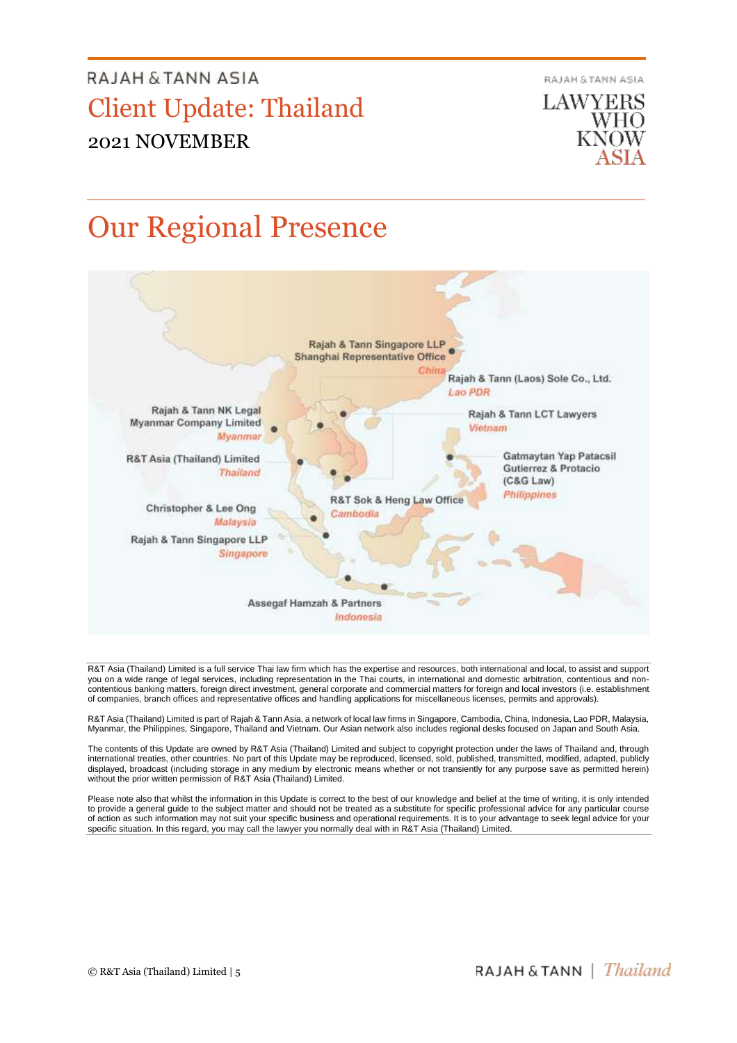# Our Regional Presence

Rajah & Tann Singapore LLP
Shanghai Representative Office
China

Rajah & Tann (Laos) Sole Co., Ltd.
Lao PDR

Rajah & Tann NK Legal
Myanmar Company Limited
Myanmar

Rajah & Tann LCT Lawyers
Vietnam

R&T Asia (Thailand) Limited
Thailand

Gatmaytan Yap Patacsil
Gutierrez & Protacio
(C&G Law)
Philippines

R&T Sok & Heng Law Office
Cambodia

Christopher & Lee Ong
Malaysia

Rajah & Tann Singapore LLP
Singapore

Assegaf Hamzah & Partners
Indonesia

R&T Asia (Thailand) Limited is a full service Thai law firm which has the expertise and resources, both international and local, to assist and support you on a wide range of legal services, including representation in the Thai courts, in international and domestic arbitration, contentious and non-contentious banking matters, foreign direct investment, general corporate and commercial matters for foreign and local investors (i.e. establishment of companies, branch offices and representative offices and handling applications for miscellaneous licenses, permits and approvals).

R&T Asia (Thailand) Limited is part of Rajah & Tann Asia, a network of local law firms in Singapore, Cambodia, China, Indonesia, Lao PDR, Malaysia, Myanmar, the Philippines, Singapore, Thailand and Vietnam. Our Asian network also includes regional desks focused on Japan and South Asia.

The contents of this Update are owned by R&T Asia (Thailand) Limited and subject to copyright protection under the laws of Thailand and, through international treaties, other countries. No part of this Update may be reproduced, licensed, sold, published, transmitted, modified, adapted, publicly displayed, broadcast (including storage in any medium by electronic means whether or not transiently for any purpose save as permitted herein) without the prior written permission of R&T Asia (Thailand) Limited.

Please note also that whilst the information in this Update is correct to the best of our knowledge and belief at the time of writing, it is only intended to provide a general guide to the subject matter and should not be treated as a substitute for specific professional advice for any particular course of action as such information may not suit your specific business and operational requirements. It is to your advantage to seek legal advice for your specific situation. In this regard, you may call the lawyer you normally deal with in R&T Asia (Thailand) Limited.